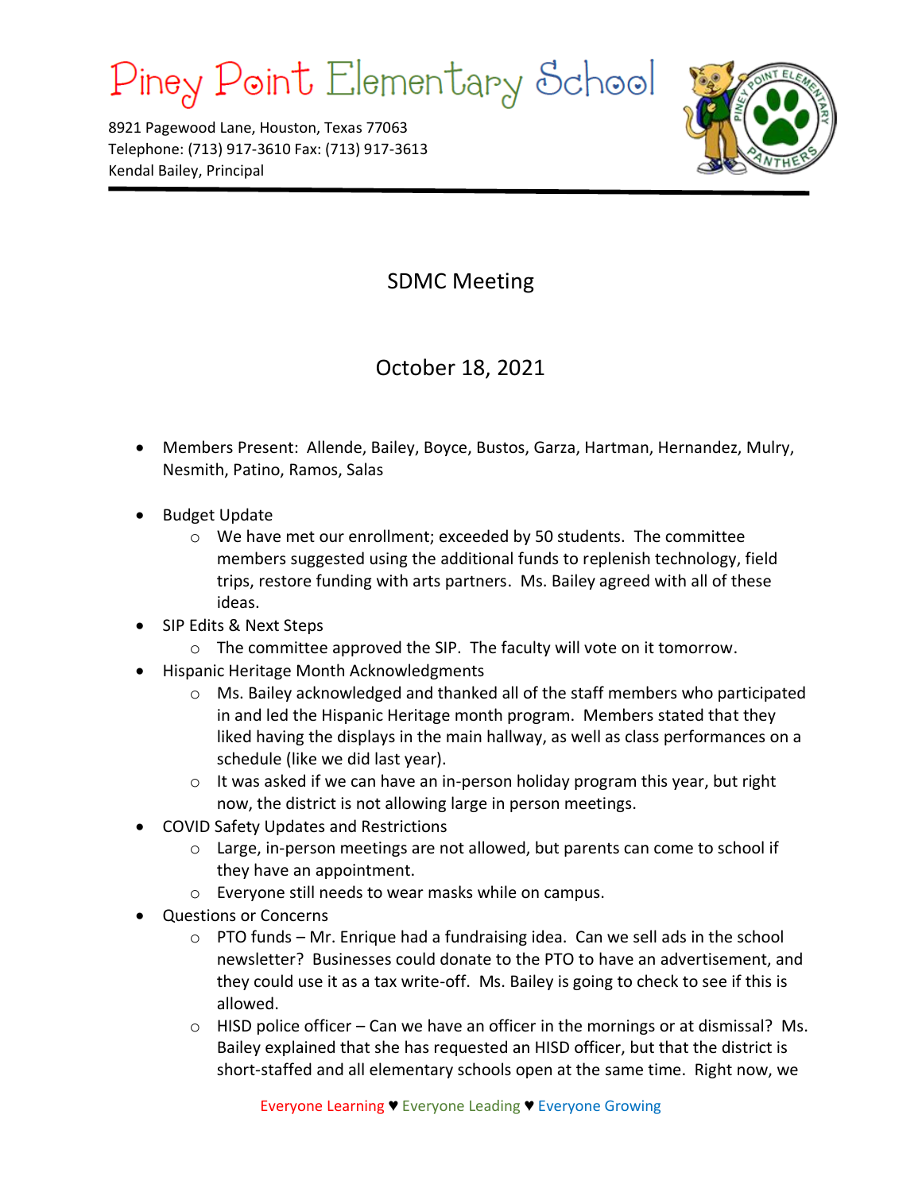# Piney Point Elementary School

8921 Pagewood Lane, Houston, Texas 77063
Telephone: (713) 917-3610 Fax: (713) 917-3613
Kendal Bailey, Principal

## SDMC Meeting

## October 18, 2021

- Members Present: Allende, Bailey, Boyce, Bustos, Garza, Hartman, Hernandez, Mulry, Nesmith, Patino, Ramos, Salas
- Budget Update
  - We have met our enrollment; exceeded by 50 students. The committee members suggested using the additional funds to replenish technology, field trips, restore funding with arts partners. Ms. Bailey agreed with all of these ideas.
- SIP Edits & Next Steps
  - The committee approved the SIP. The faculty will vote on it tomorrow.
- Hispanic Heritage Month Acknowledgments
  - Ms. Bailey acknowledged and thanked all of the staff members who participated in and led the Hispanic Heritage month program. Members stated that they liked having the displays in the main hallway, as well as class performances on a schedule (like we did last year).
  - It was asked if we can have an in-person holiday program this year, but right now, the district is not allowing large in person meetings.
- COVID Safety Updates and Restrictions
  - Large, in-person meetings are not allowed, but parents can come to school if they have an appointment.
  - Everyone still needs to wear masks while on campus.
- Questions or Concerns
  - PTO funds – Mr. Enrique had a fundraising idea. Can we sell ads in the school newsletter? Businesses could donate to the PTO to have an advertisement, and they could use it as a tax write-off. Ms. Bailey is going to check to see if this is allowed.
  - HISD police officer – Can we have an officer in the mornings or at dismissal? Ms. Bailey explained that she has requested an HISD officer, but that the district is short-staffed and all elementary schools open at the same time. Right now, we

Everyone Learning ♥ Everyone Leading ♥ Everyone Growing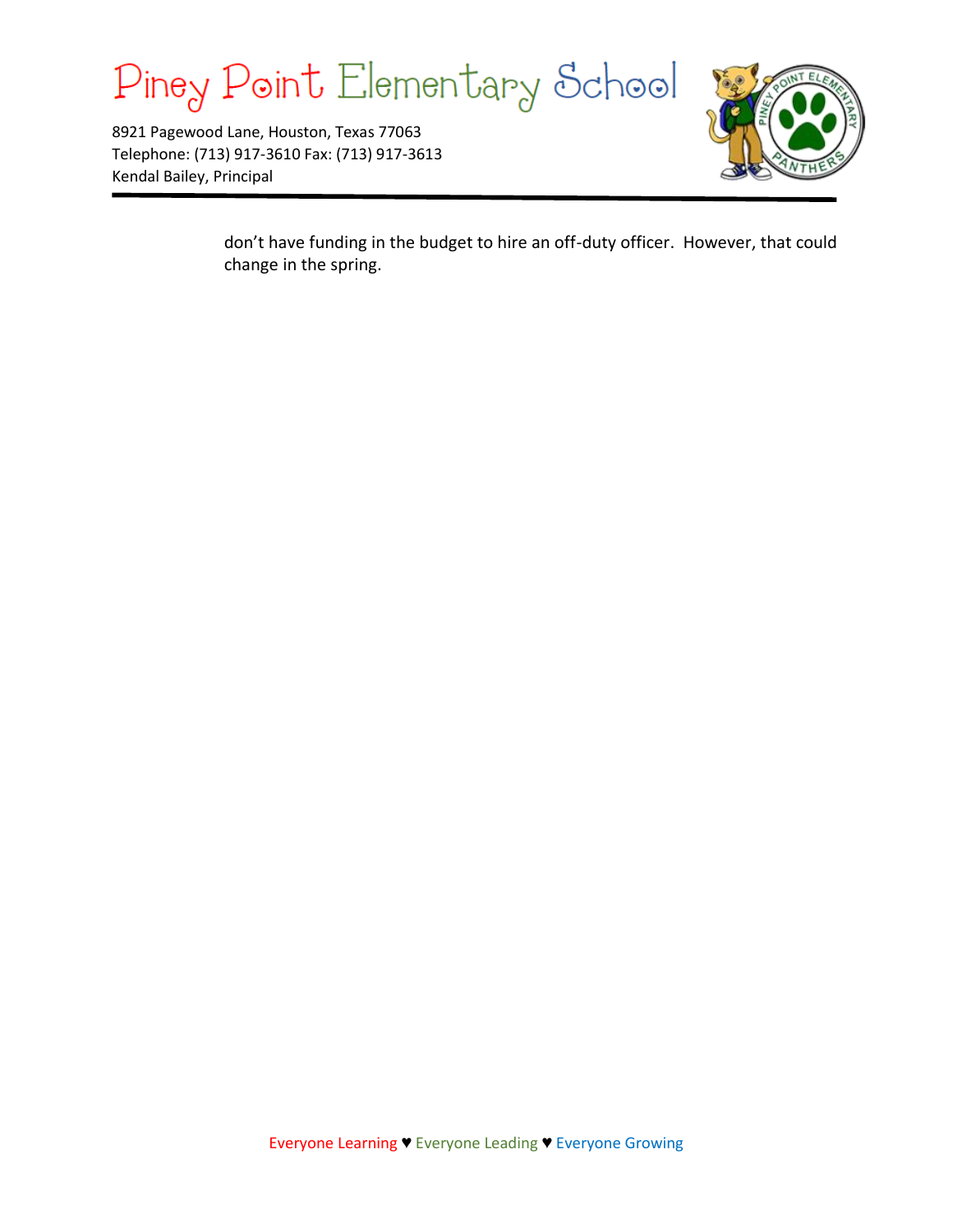don't have funding in the budget to hire an off-duty officer. However, that could change in the spring.